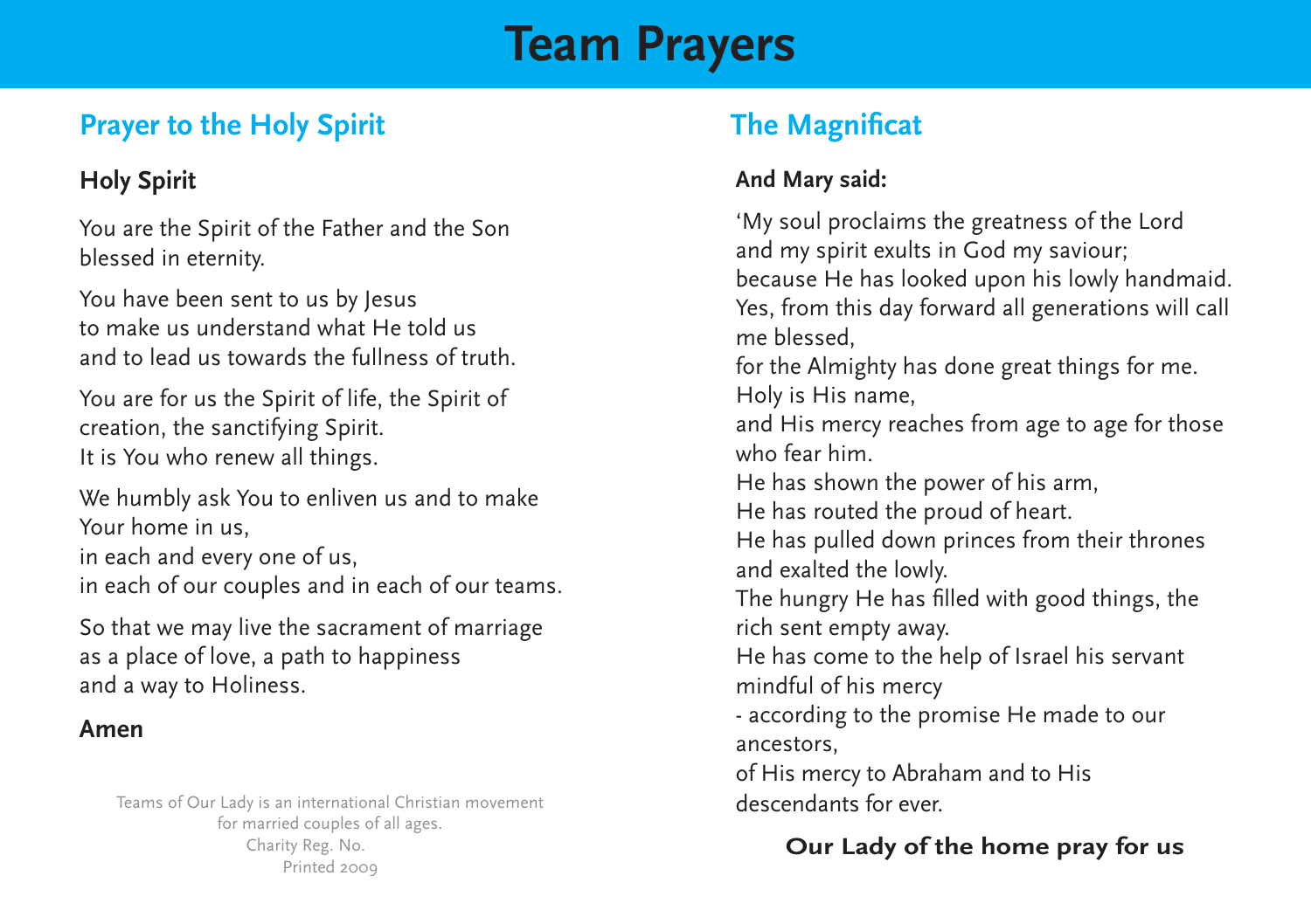# Team Prayers

## Prayer to the Holy Spirit

**Holy Spirit**

You are the Spirit of the Father and the Son
blessed in eternity.

You have been sent to us by Jesus
to make us understand what He told us
and to lead us towards the fullness of truth.

You are for us the Spirit of life, the Spirit of creation, the sanctifying Spirit.
It is You who renew all things.

We humbly ask You to enliven us and to make Your home in us,
in each and every one of us,
in each of our couples and in each of our teams.

So that we may live the sacrament of marriage
as a place of love, a path to happiness
and a way to Holiness.

**Amen**

Teams of Our Lady is an international Christian movement
for married couples of all ages.
Charity Reg. No.
Printed 2009

## The Magnificat

**And Mary said:**

'My soul proclaims the greatness of the Lord
and my spirit exults in God my saviour;
because He has looked upon his lowly handmaid.
Yes, from this day forward all generations will call me blessed,
for the Almighty has done great things for me.
Holy is His name,
and His mercy reaches from age to age for those who fear him.
He has shown the power of his arm,
He has routed the proud of heart.
He has pulled down princes from their thrones
and exalted the lowly.
The hungry He has filled with good things, the rich sent empty away.
He has come to the help of Israel his servant
mindful of his mercy
- according to the promise He made to our ancestors,
of His mercy to Abraham and to His
descendants for ever.

**Our Lady of the home pray for us**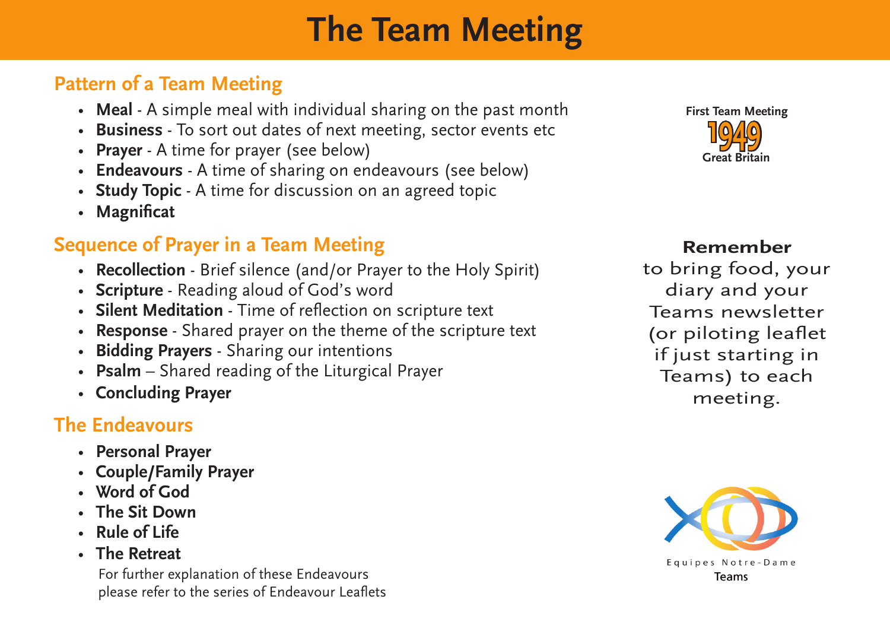# The Team Meeting

## Pattern of a Team Meeting

- **Meal** - A simple meal with individual sharing on the past month
- **Business** - To sort out dates of next meeting, sector events etc
- **Prayer** - A time for prayer (see below)
- **Endeavours** - A time of sharing on endeavours (see below)
- **Study Topic** - A time for discussion on an agreed topic
- **Magnificat**

## Sequence of Prayer in a Team Meeting

- **Recollection** - Brief silence (and/or Prayer to the Holy Spirit)
- **Scripture** - Reading aloud of God's word
- **Silent Meditation** - Time of reflection on scripture text
- **Response** - Shared prayer on the theme of the scripture text
- **Bidding Prayers** - Sharing our intentions
- **Psalm** – Shared reading of the Liturgical Prayer
- **Concluding Prayer**

## The Endeavours

- **Personal Prayer**
- **Couple/Family Prayer**
- **Word of God**
- **The Sit Down**
- **Rule of Life**
- **The Retreat**

For further explanation of these Endeavours please refer to the series of Endeavour Leaflets

**First Team Meeting**
**1949**
**Great Britain**

**Remember**
to bring food, your diary and your Teams newsletter (or piloting leaflet if just starting in Teams) to each meeting.

Equipes Notre-Dame
**Teams**